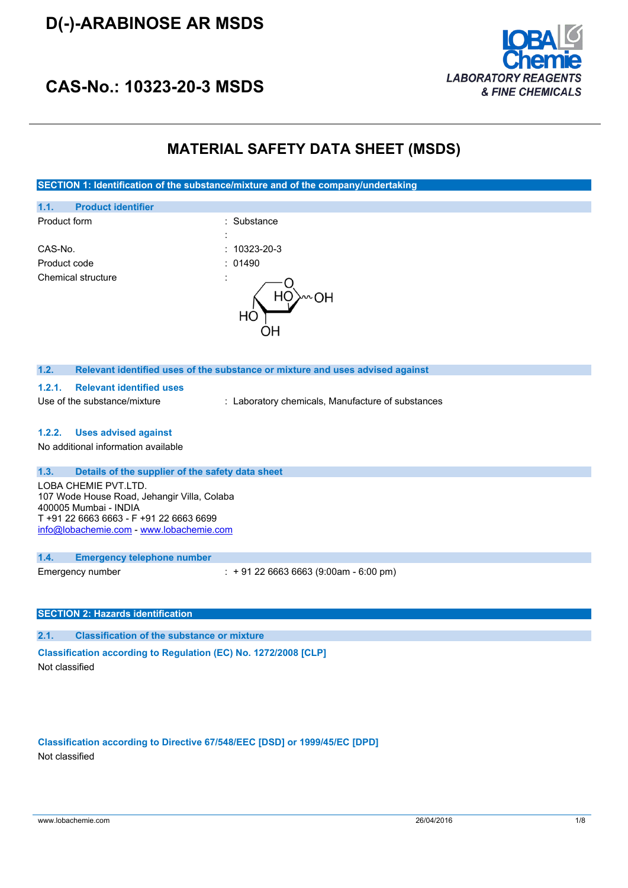# D(-)-ARABINOSE AR MSDS

# CAS-No.: 10323-20-3 MSDS

LOBA Chemie
*LABORATORY REAGENTS & FINE CHEMICALS*

## MATERIAL SAFETY DATA SHEET (MSDS)

### SECTION 1: Identification of the substance/mixture and of the company/undertaking

#### 1.1. Product identifier

| | |
|---|---|
| Product form | : Substance |
| | : |
| CAS-No. | : 10323-20-3 |
| Product code | : 01490 |
| Chemical structure | : |

#### 1.2. Relevant identified uses of the substance or mixture and uses advised against

##### 1.2.1. Relevant identified uses

Use of the substance/mixture : Laboratory chemicals, Manufacture of substances

##### 1.2.2. Uses advised against

No additional information available

#### 1.3. Details of the supplier of the safety data sheet

LOBA CHEMIE PVT.LTD.
107 Wode House Road, Jehangir Villa, Colaba
400005 Mumbai - INDIA
T +91 22 6663 6663 - F +91 22 6663 6699
info@lobachemie.com - www.lobachemie.com

#### 1.4. Emergency telephone number

Emergency number : + 91 22 6663 6663 (9:00am - 6:00 pm)

### SECTION 2: Hazards identification

#### 2.1. Classification of the substance or mixture

**Classification according to Regulation (EC) No. 1272/2008 [CLP]**

Not classified

**Classification according to Directive 67/548/EEC [DSD] or 1999/45/EC [DPD]**

Not classified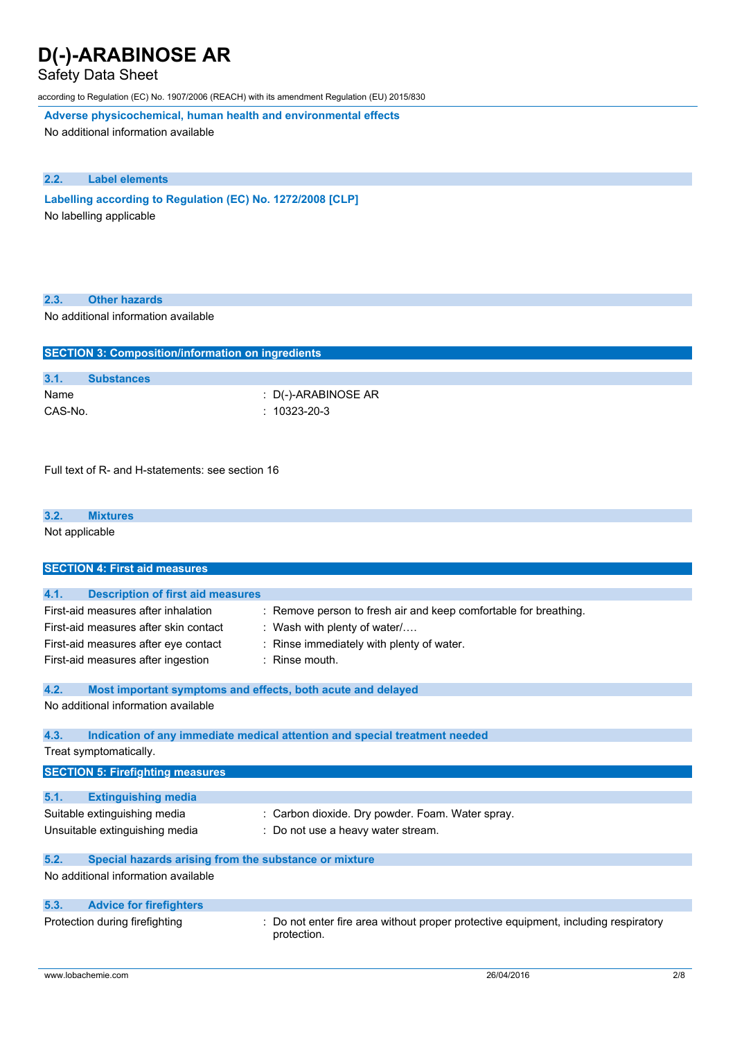#### Adverse physicochemical, human health and environmental effects

No additional information available

### 2.2. Label elements

#### Labelling according to Regulation (EC) No. 1272/2008 [CLP]

No labelling applicable

### 2.3. Other hazards

No additional information available

## SECTION 3: Composition/information on ingredients

### 3.1. Substances

| | |
|---|---|
| Name | : D(-)-ARABINOSE AR |
| CAS-No. | : 10323-20-3 |

Full text of R- and H-statements: see section 16

### 3.2. Mixtures

Not applicable

## SECTION 4: First aid measures

### 4.1. Description of first aid measures

| | |
|---|---|
| First-aid measures after inhalation | : Remove person to fresh air and keep comfortable for breathing. |
| First-aid measures after skin contact | : Wash with plenty of water/…. |
| First-aid measures after eye contact | : Rinse immediately with plenty of water. |
| First-aid measures after ingestion | : Rinse mouth. |

### 4.2. Most important symptoms and effects, both acute and delayed

No additional information available

### 4.3. Indication of any immediate medical attention and special treatment needed

Treat symptomatically.

## SECTION 5: Firefighting measures

### 5.1. Extinguishing media

| | |
|---|---|
| Suitable extinguishing media | : Carbon dioxide. Dry powder. Foam. Water spray. |
| Unsuitable extinguishing media | : Do not use a heavy water stream. |

### 5.2. Special hazards arising from the substance or mixture

No additional information available

### 5.3. Advice for firefighters

| | |
|---|---|
| Protection during firefighting | : Do not enter fire area without proper protective equipment, including respiratory protection. |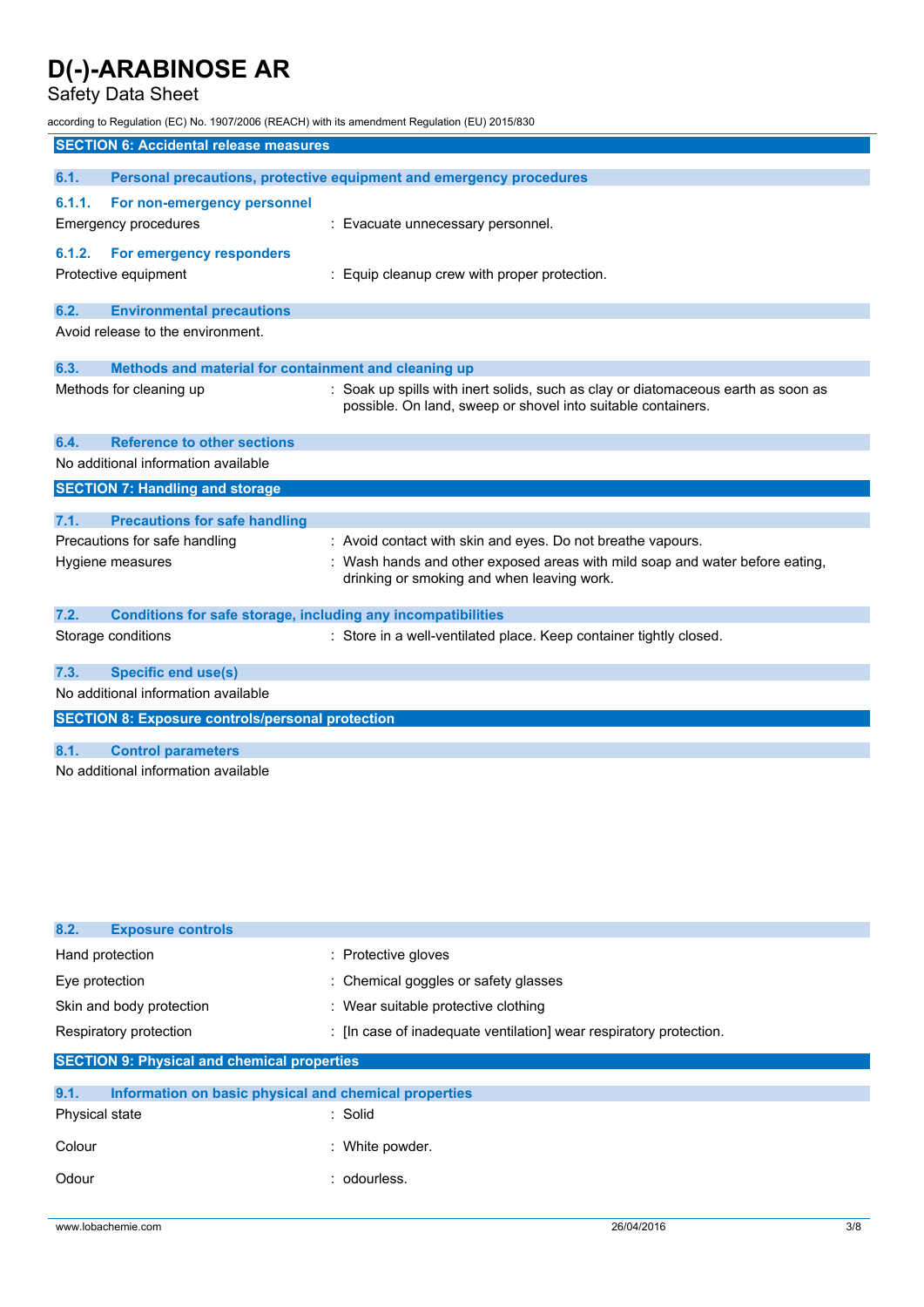## SECTION 6: Accidental release measures

### 6.1. Personal precautions, protective equipment and emergency procedures

#### 6.1.1. For non-emergency personnel

Emergency procedures : Evacuate unnecessary personnel.

#### 6.1.2. For emergency responders

Protective equipment : Equip cleanup crew with proper protection.

### 6.2. Environmental precautions

Avoid release to the environment.

### 6.3. Methods and material for containment and cleaning up

Methods for cleaning up : Soak up spills with inert solids, such as clay or diatomaceous earth as soon as possible. On land, sweep or shovel into suitable containers.

### 6.4. Reference to other sections

No additional information available

## SECTION 7: Handling and storage

### 7.1. Precautions for safe handling

Precautions for safe handling : Avoid contact with skin and eyes. Do not breathe vapours.

Hygiene measures : Wash hands and other exposed areas with mild soap and water before eating, drinking or smoking and when leaving work.

### 7.2. Conditions for safe storage, including any incompatibilities

Storage conditions : Store in a well-ventilated place. Keep container tightly closed.

### 7.3. Specific end use(s)

No additional information available

## SECTION 8: Exposure controls/personal protection

### 8.1. Control parameters

No additional information available

### 8.2. Exposure controls

Hand protection : Protective gloves

Eye protection : Chemical goggles or safety glasses

Skin and body protection : Wear suitable protective clothing

Respiratory protection : [In case of inadequate ventilation] wear respiratory protection.

## SECTION 9: Physical and chemical properties

### 9.1. Information on basic physical and chemical properties

Physical state : Solid

Colour : White powder.

Odour : odourless.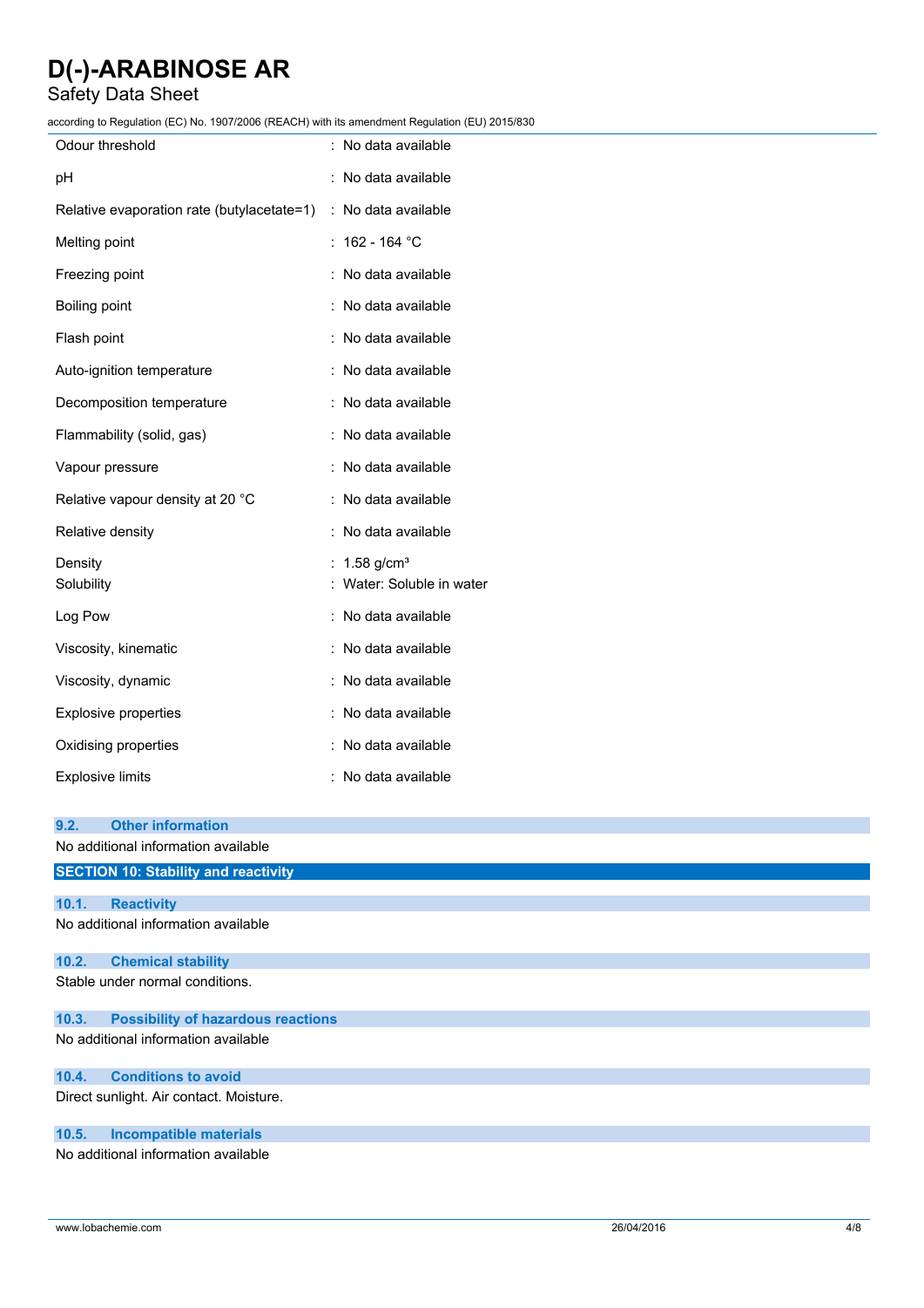| | |
|---|---|
| Odour threshold | : No data available |
| pH | : No data available |
| Relative evaporation rate (butylacetate=1) | : No data available |
| Melting point | : 162 - 164 °C |
| Freezing point | : No data available |
| Boiling point | : No data available |
| Flash point | : No data available |
| Auto-ignition temperature | : No data available |
| Decomposition temperature | : No data available |
| Flammability (solid, gas) | : No data available |
| Vapour pressure | : No data available |
| Relative vapour density at 20 °C | : No data available |
| Relative density | : No data available |
| Density | : 1.58 g/cm³ |
| Solubility | : Water: Soluble in water |
| Log Pow | : No data available |
| Viscosity, kinematic | : No data available |
| Viscosity, dynamic | : No data available |
| Explosive properties | : No data available |
| Oxidising properties | : No data available |
| Explosive limits | : No data available |

### 9.2. Other information

No additional information available

## SECTION 10: Stability and reactivity

### 10.1. Reactivity

No additional information available

### 10.2. Chemical stability

Stable under normal conditions.

### 10.3. Possibility of hazardous reactions

No additional information available

### 10.4. Conditions to avoid

Direct sunlight. Air contact. Moisture.

### 10.5. Incompatible materials

No additional information available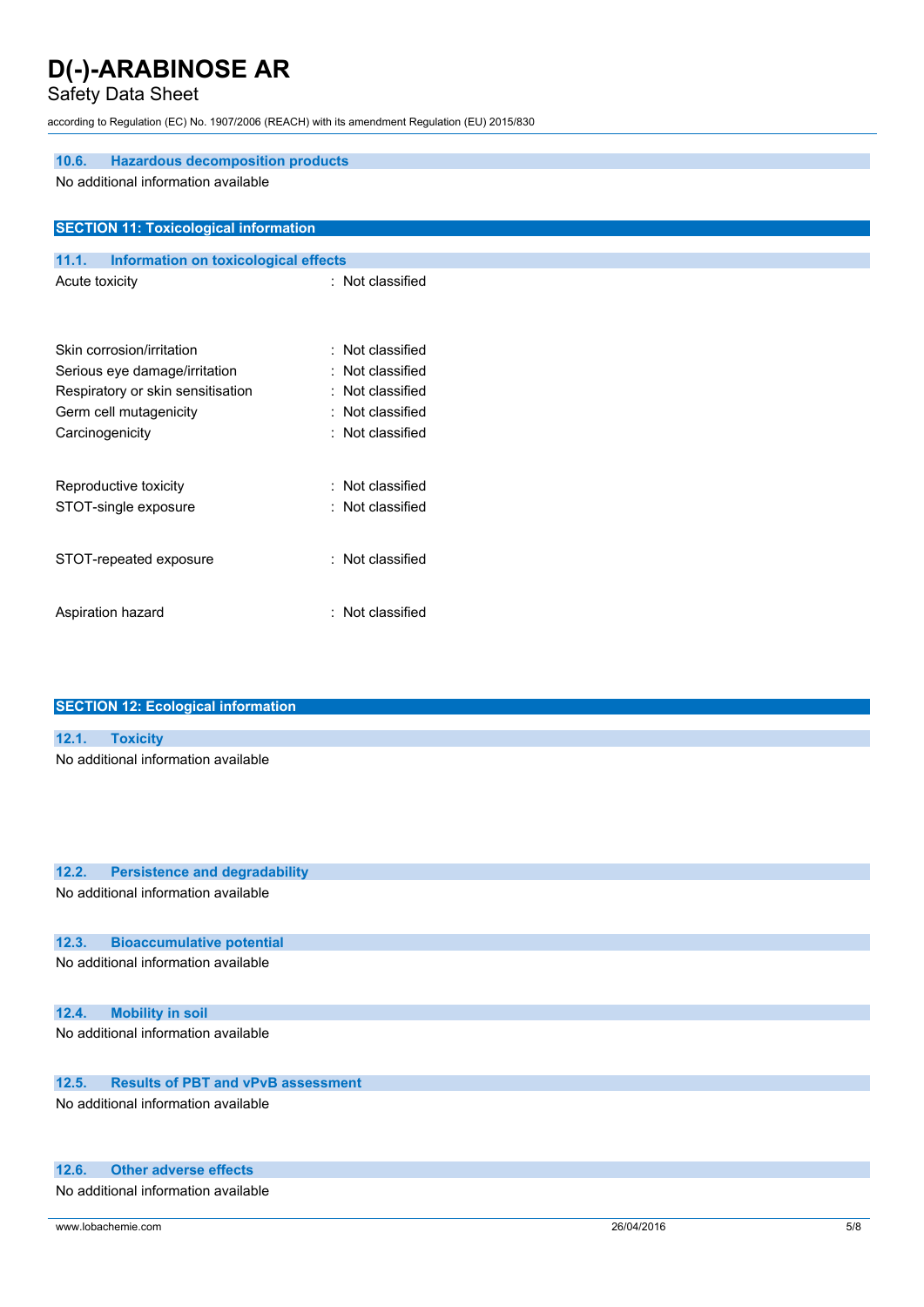### 10.6. Hazardous decomposition products

No additional information available

## SECTION 11: Toxicological information

### 11.1. Information on toxicological effects

| | |
|---|---|
| Acute toxicity | : Not classified |
| Skin corrosion/irritation | : Not classified |
| Serious eye damage/irritation | : Not classified |
| Respiratory or skin sensitisation | : Not classified |
| Germ cell mutagenicity | : Not classified |
| Carcinogenicity | : Not classified |
| Reproductive toxicity | : Not classified |
| STOT-single exposure | : Not classified |
| STOT-repeated exposure | : Not classified |
| Aspiration hazard | : Not classified |

## SECTION 12: Ecological information

### 12.1. Toxicity

No additional information available

### 12.2. Persistence and degradability

No additional information available

### 12.3. Bioaccumulative potential

No additional information available

### 12.4. Mobility in soil

No additional information available

### 12.5. Results of PBT and vPvB assessment

No additional information available

### 12.6. Other adverse effects

No additional information available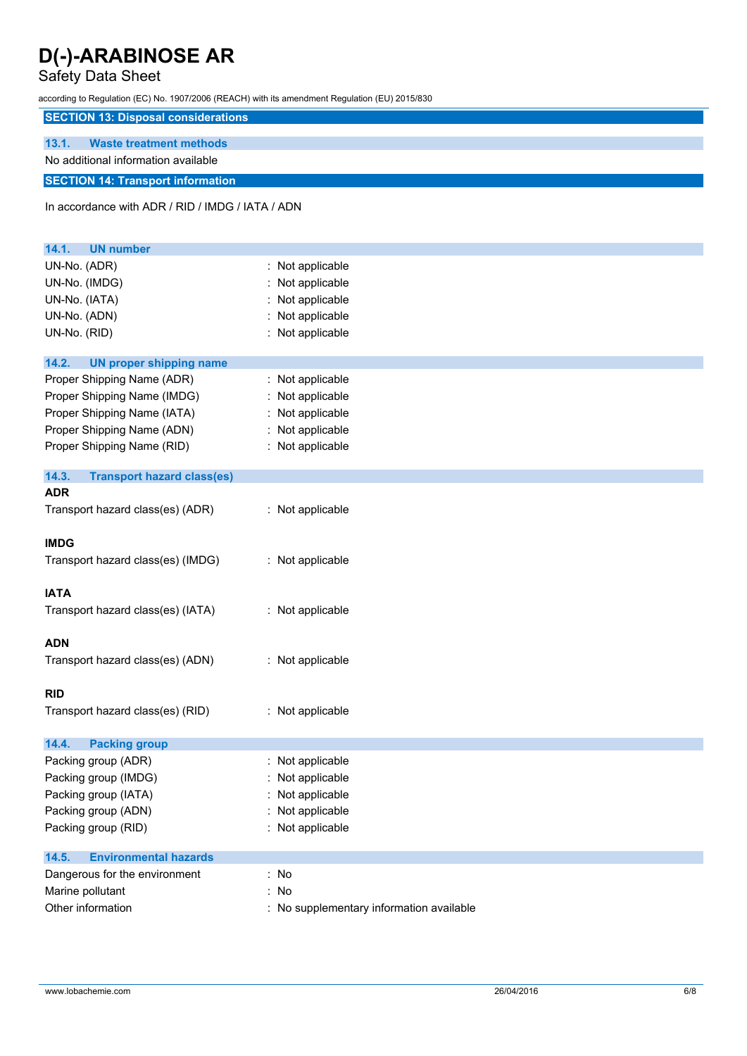# D(-)-ARABINOSE AR

Safety Data Sheet

according to Regulation (EC) No. 1907/2006 (REACH) with its amendment Regulation (EU) 2015/830

## SECTION 13: Disposal considerations

### 13.1. Waste treatment methods

No additional information available

## SECTION 14: Transport information

In accordance with ADR / RID / IMDG / IATA / ADN

### 14.1. UN number

| | |
|---|---|
| UN-No. (ADR) | : Not applicable |
| UN-No. (IMDG) | : Not applicable |
| UN-No. (IATA) | : Not applicable |
| UN-No. (ADN) | : Not applicable |
| UN-No. (RID) | : Not applicable |

### 14.2. UN proper shipping name

| | |
|---|---|
| Proper Shipping Name (ADR) | : Not applicable |
| Proper Shipping Name (IMDG) | : Not applicable |
| Proper Shipping Name (IATA) | : Not applicable |
| Proper Shipping Name (ADN) | : Not applicable |
| Proper Shipping Name (RID) | : Not applicable |

### 14.3. Transport hazard class(es)

**ADR**

Transport hazard class(es) (ADR) : Not applicable

**IMDG**

Transport hazard class(es) (IMDG) : Not applicable

**IATA**

Transport hazard class(es) (IATA) : Not applicable

**ADN**

Transport hazard class(es) (ADN) : Not applicable

**RID**

Transport hazard class(es) (RID) : Not applicable

### 14.4. Packing group

| | |
|---|---|
| Packing group (ADR) | : Not applicable |
| Packing group (IMDG) | : Not applicable |
| Packing group (IATA) | : Not applicable |
| Packing group (ADN) | : Not applicable |
| Packing group (RID) | : Not applicable |

### 14.5. Environmental hazards

| | |
|---|---|
| Dangerous for the environment | : No |
| Marine pollutant | : No |
| Other information | : No supplementary information available |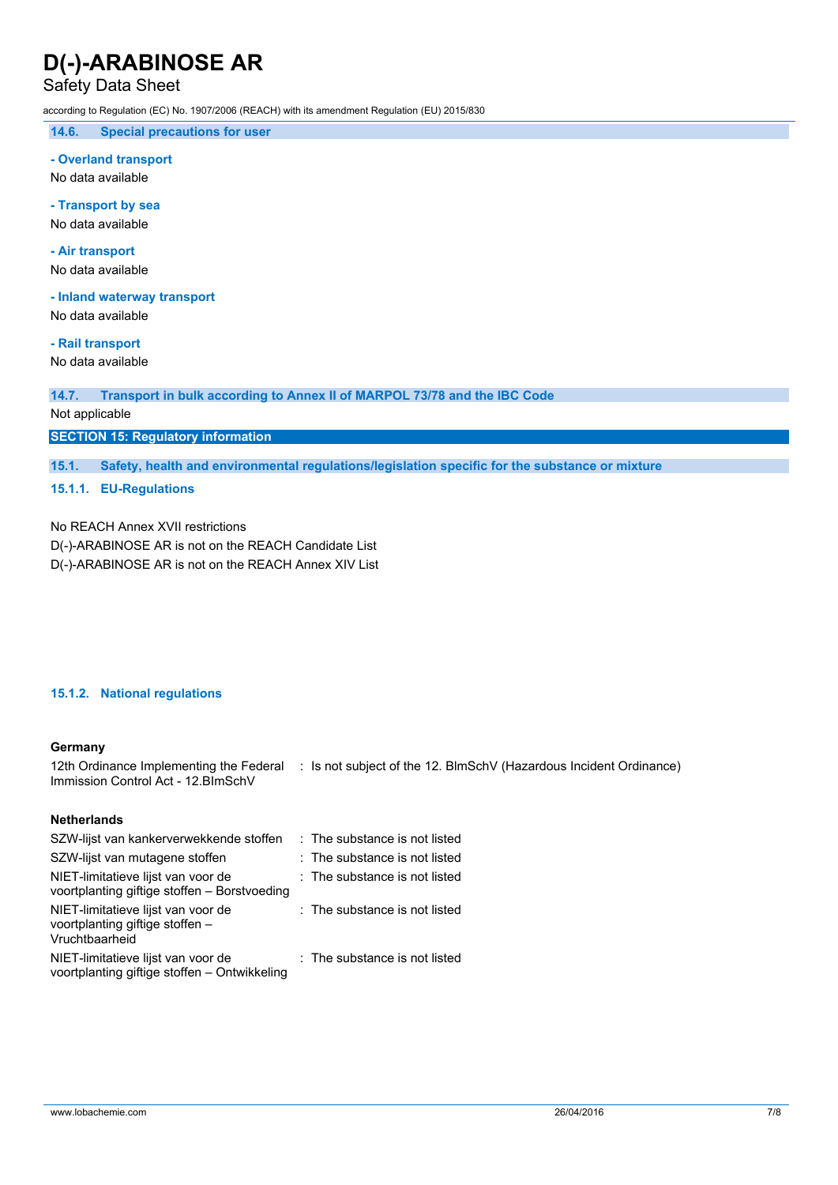### 14.6. Special precautions for user

**- Overland transport**

No data available

**- Transport by sea**

No data available

**- Air transport**

No data available

**- Inland waterway transport**

No data available

**- Rail transport**

No data available

### 14.7. Transport in bulk according to Annex II of MARPOL 73/78 and the IBC Code

Not applicable

## SECTION 15: Regulatory information

### 15.1. Safety, health and environmental regulations/legislation specific for the substance or mixture

#### 15.1.1. EU-Regulations

No REACH Annex XVII restrictions

D(-)-ARABINOSE AR is not on the REACH Candidate List

D(-)-ARABINOSE AR is not on the REACH Annex XIV List

#### 15.1.2. National regulations

**Germany**

| | |
|---|---|
| 12th Ordinance Implementing the Federal Immission Control Act - 12.BImSchV | : Is not subject of the 12. BlmSchV (Hazardous Incident Ordinance) |

**Netherlands**

| | |
|---|---|
| SZW-lijst van kankerverwekkende stoffen | : The substance is not listed |
| SZW-lijst van mutagene stoffen | : The substance is not listed |
| NIET-limitatieve lijst van voor de voortplanting giftige stoffen – Borstvoeding | : The substance is not listed |
| NIET-limitatieve lijst van voor de voortplanting giftige stoffen – Vruchtbaarheid | : The substance is not listed |
| NIET-limitatieve lijst van voor de voortplanting giftige stoffen – Ontwikkeling | : The substance is not listed |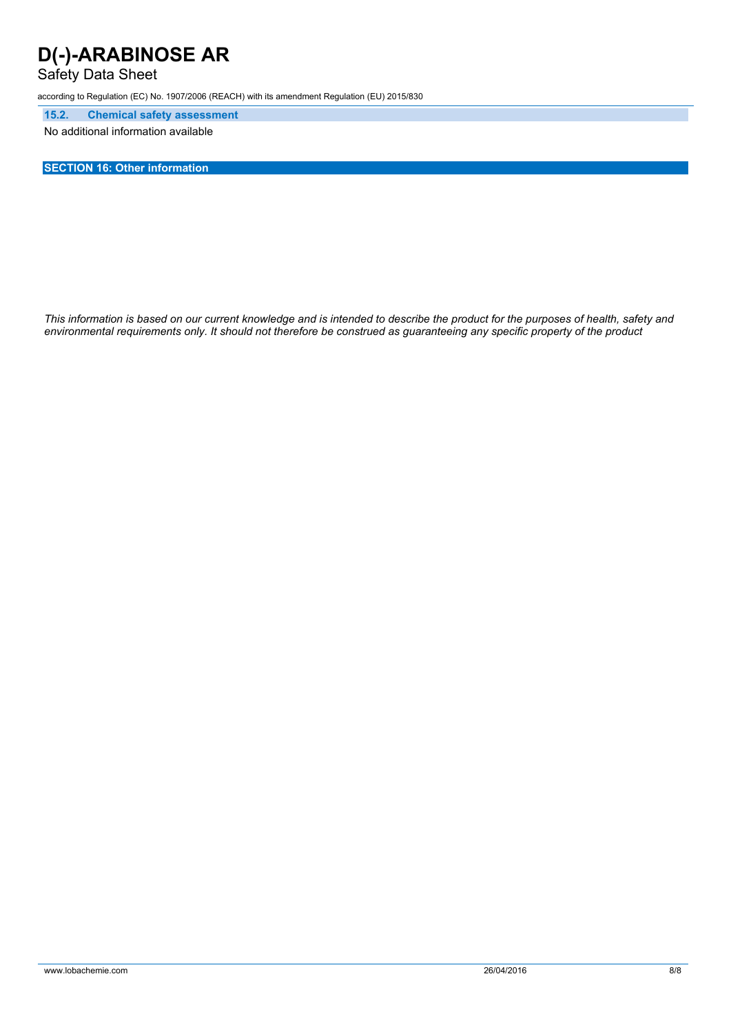### 15.2. Chemical safety assessment

No additional information available

## SECTION 16: Other information

*This information is based on our current knowledge and is intended to describe the product for the purposes of health, safety and environmental requirements only. It should not therefore be construed as guaranteeing any specific property of the product*